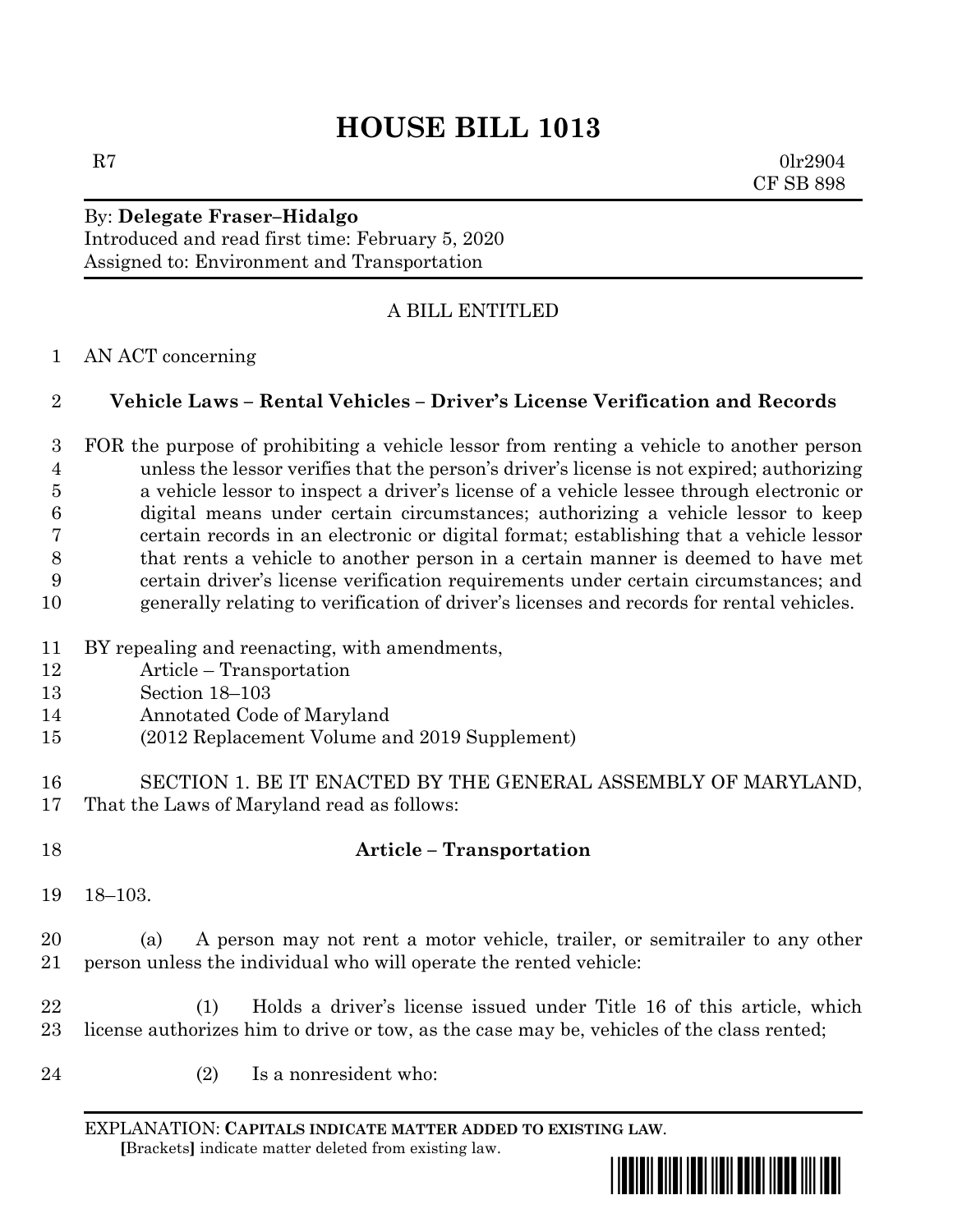# HOUSE BILL 1013

R7 0lr2904
CF SB 898

By: **Delegate Fraser–Hidalgo**
Introduced and read first time: February 5, 2020
Assigned to: Environment and Transportation

A BILL ENTITLED

AN ACT concerning

**Vehicle Laws – Rental Vehicles – Driver's License Verification and Records**

FOR the purpose of prohibiting a vehicle lessor from renting a vehicle to another person unless the lessor verifies that the person's driver's license is not expired; authorizing a vehicle lessor to inspect a driver's license of a vehicle lessee through electronic or digital means under certain circumstances; authorizing a vehicle lessor to keep certain records in an electronic or digital format; establishing that a vehicle lessor that rents a vehicle to another person in a certain manner is deemed to have met certain driver's license verification requirements under certain circumstances; and generally relating to verification of driver's licenses and records for rental vehicles.

BY repealing and reenacting, with amendments,
Article – Transportation
Section 18–103
Annotated Code of Maryland
(2012 Replacement Volume and 2019 Supplement)

SECTION 1. BE IT ENACTED BY THE GENERAL ASSEMBLY OF MARYLAND, That the Laws of Maryland read as follows:

**Article – Transportation**

18–103.

(a) A person may not rent a motor vehicle, trailer, or semitrailer to any other person unless the individual who will operate the rented vehicle:

(1) Holds a driver's license issued under Title 16 of this article, which license authorizes him to drive or tow, as the case may be, vehicles of the class rented;

(2) Is a nonresident who:

EXPLANATION: **CAPITALS INDICATE MATTER ADDED TO EXISTING LAW**.
**[**Brackets**]** indicate matter deleted from existing law.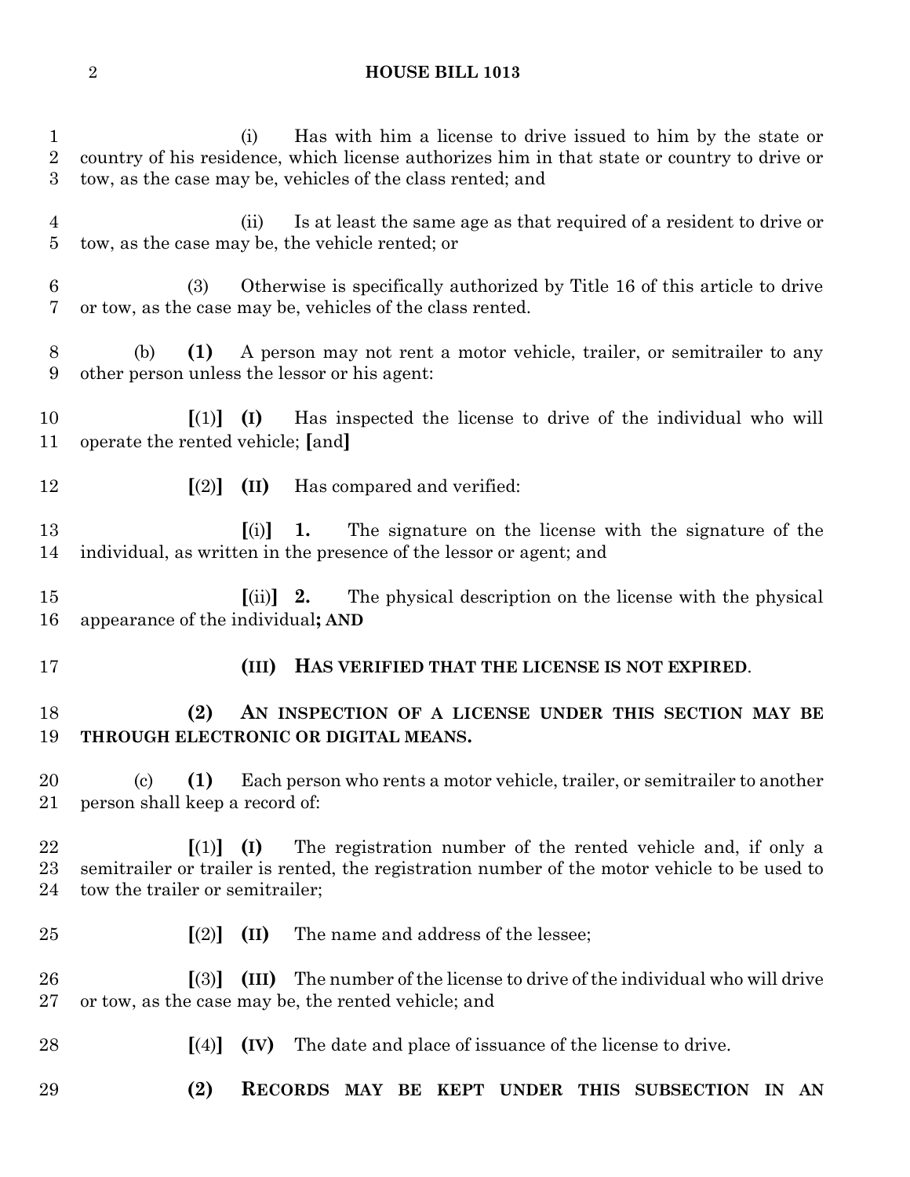(i) Has with him a license to drive issued to him by the state or country of his residence, which license authorizes him in that state or country to drive or tow, as the case may be, vehicles of the class rented; and

(ii) Is at least the same age as that required of a resident to drive or tow, as the case may be, the vehicle rented; or

(3) Otherwise is specifically authorized by Title 16 of this article to drive or tow, as the case may be, vehicles of the class rented.

(b) **(1)** A person may not rent a motor vehicle, trailer, or semitrailer to any other person unless the lessor or his agent:

**[**(1)**]** **(I)** Has inspected the license to drive of the individual who will operate the rented vehicle; **[**and**]**

**[**(2)**]** **(II)** Has compared and verified:

**[**(i)**]** **1.** The signature on the license with the signature of the individual, as written in the presence of the lessor or agent; and

**[**(ii)**]** **2.** The physical description on the license with the physical appearance of the individual**; AND**

**(III) HAS VERIFIED THAT THE LICENSE IS NOT EXPIRED**.

**(2) AN INSPECTION OF A LICENSE UNDER THIS SECTION MAY BE THROUGH ELECTRONIC OR DIGITAL MEANS.**

(c) **(1)** Each person who rents a motor vehicle, trailer, or semitrailer to another person shall keep a record of:

**[**(1)**]** **(I)** The registration number of the rented vehicle and, if only a semitrailer or trailer is rented, the registration number of the motor vehicle to be used to tow the trailer or semitrailer;

**[**(2)**]** **(II)** The name and address of the lessee;

**[**(3)**]** **(III)** The number of the license to drive of the individual who will drive or tow, as the case may be, the rented vehicle; and

**[**(4)**]** **(IV)** The date and place of issuance of the license to drive.

**(2) RECORDS MAY BE KEPT UNDER THIS SUBSECTION IN AN**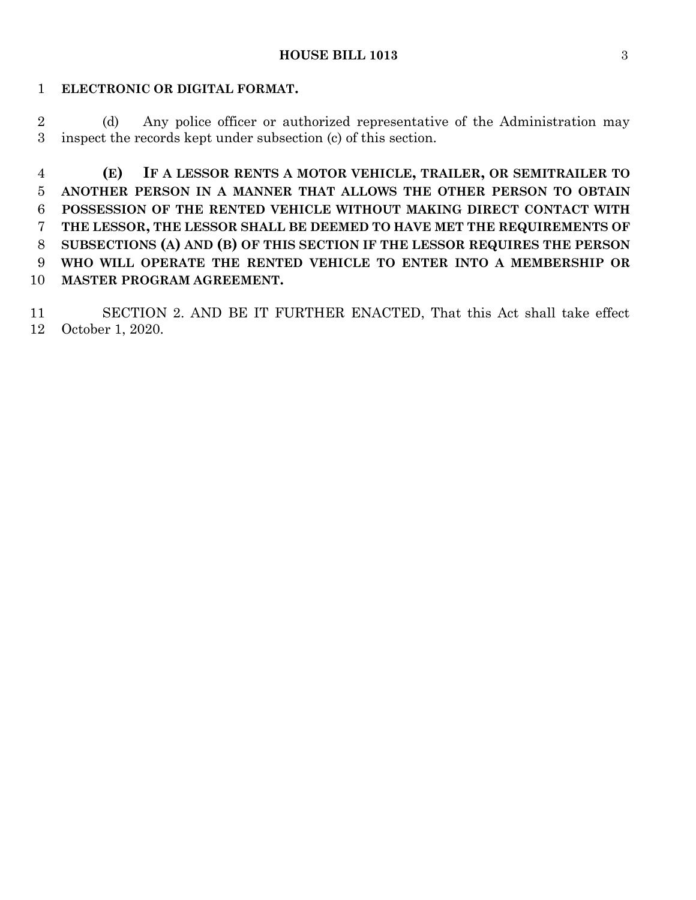**ELECTRONIC OR DIGITAL FORMAT.**

(d) Any police officer or authorized representative of the Administration may inspect the records kept under subsection (c) of this section.

**(E) IF A LESSOR RENTS A MOTOR VEHICLE, TRAILER, OR SEMITRAILER TO ANOTHER PERSON IN A MANNER THAT ALLOWS THE OTHER PERSON TO OBTAIN POSSESSION OF THE RENTED VEHICLE WITHOUT MAKING DIRECT CONTACT WITH THE LESSOR, THE LESSOR SHALL BE DEEMED TO HAVE MET THE REQUIREMENTS OF SUBSECTIONS (A) AND (B) OF THIS SECTION IF THE LESSOR REQUIRES THE PERSON WHO WILL OPERATE THE RENTED VEHICLE TO ENTER INTO A MEMBERSHIP OR MASTER PROGRAM AGREEMENT.**

SECTION 2. AND BE IT FURTHER ENACTED, That this Act shall take effect October 1, 2020.